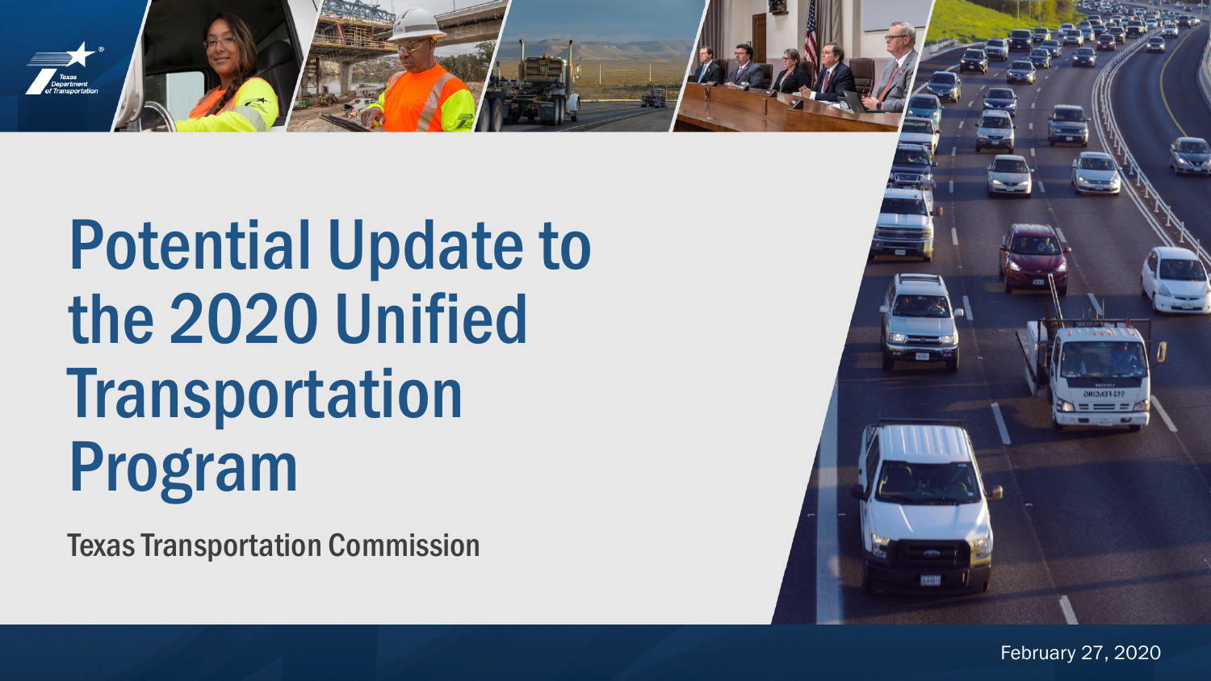# Potential Update to the 2020 Unified Transportation Program

Texas Transportation Commission

February 27, 2020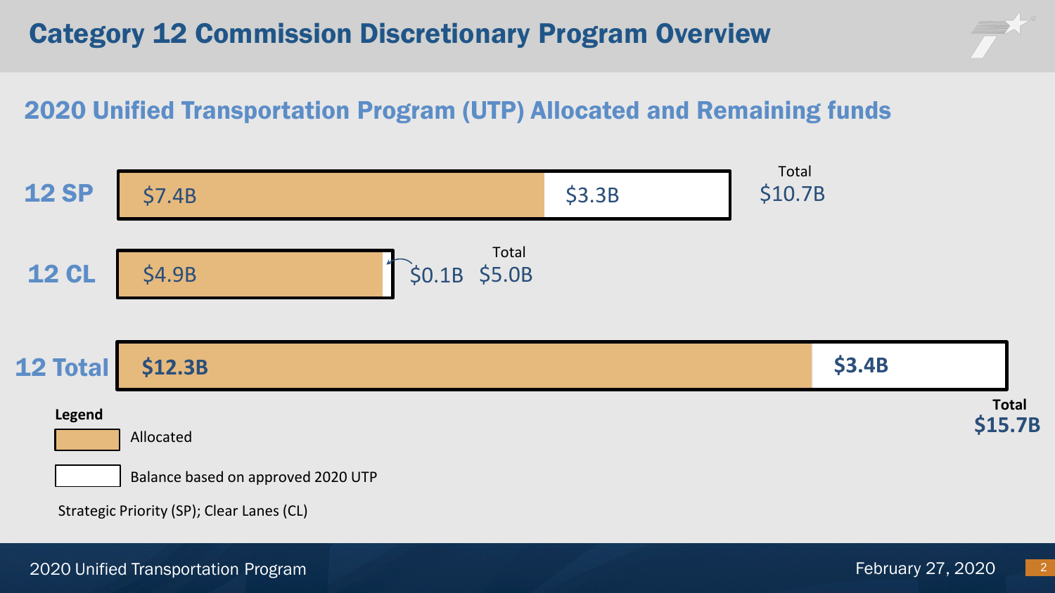# Category 12 Commission Discretionary Program Overview

## 2020 Unified Transportation Program (UTP) Allocated and Remaining funds

| | Allocated | Balance based on approved 2020 UTP | Total |
|---|---|---|---|
| 12 SP | $7.4B | $3.3B | $10.7B |
| 12 CL | $4.9B | $0.1B | $5.0B |
| 12 Total | **$12.3B** | **$3.4B** | **$15.7B** |

**Legend**

- Allocated
- Balance based on approved 2020 UTP

Strategic Priority (SP); Clear Lanes (CL)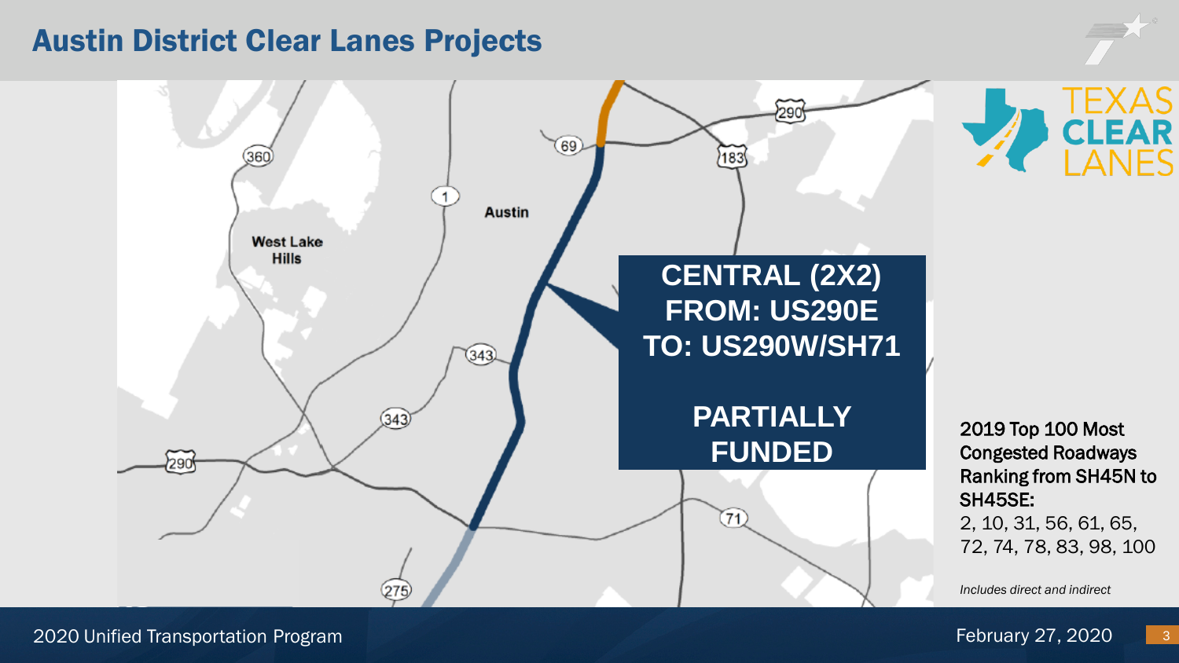# Austin District Clear Lanes Projects

TEXAS CLEAR LANES

**CENTRAL (2X2)**
**FROM: US290E**
**TO: US290W/SH71**

**PARTIALLY FUNDED**

West Lake Hills

Austin

360 69 290 183 1 343 343 290 71 275

2019 Top 100 Most Congested Roadways Ranking from SH45N to SH45SE:
2, 10, 31, 56, 61, 65, 72, 74, 78, 83, 98, 100

*Includes direct and indirect*

2020 Unified Transportation Program

February 27, 2020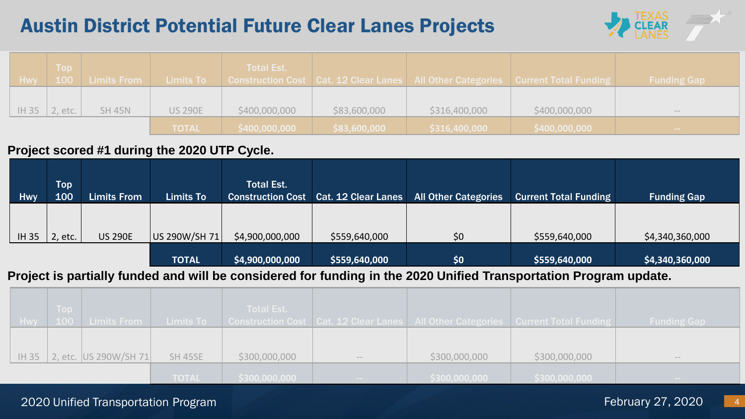# Austin District Potential Future Clear Lanes Projects

| Hwy | Top 100 | Limits From | Limits To | Total Est. Construction Cost | Cat. 12 Clear Lanes | All Other Categories | Current Total Funding | Funding Gap |
|---|---|---|---|---|---|---|---|---|
| IH 35 | 2, etc. | SH 45N | US 290E | $400,000,000 | $83,600,000 | $316,400,000 | $400,000,000 | -- |
| | | | TOTAL | $400,000,000 | $83,600,000 | $316,400,000 | $400,000,000 | -- |

**Project scored #1 during the 2020 UTP Cycle.**

| Hwy | Top 100 | Limits From | Limits To | Total Est. Construction Cost | Cat. 12 Clear Lanes | All Other Categories | Current Total Funding | Funding Gap |
|---|---|---|---|---|---|---|---|---|
| IH 35 | 2, etc. | US 290E | US 290W/SH 71 | $4,900,000,000 | $559,640,000 | $0 | $559,640,000 | $4,340,360,000 |
| | | | TOTAL | $4,900,000,000 | $559,640,000 | $0 | $559,640,000 | $4,340,360,000 |

**Project is partially funded and will be considered for funding in the 2020 Unified Transportation Program update.**

| Hwy | Top 100 | Limits From | Limits To | Total Est. Construction Cost | Cat. 12 Clear Lanes | All Other Categories | Current Total Funding | Funding Gap |
|---|---|---|---|---|---|---|---|---|
| IH 35 | 2, etc. | US 290W/SH 71 | SH 45SE | $300,000,000 | -- | $300,000,000 | $300,000,000 | -- |
| | | | TOTAL | $300,000,000 | -- | $300,000,000 | $300,000,000 | -- |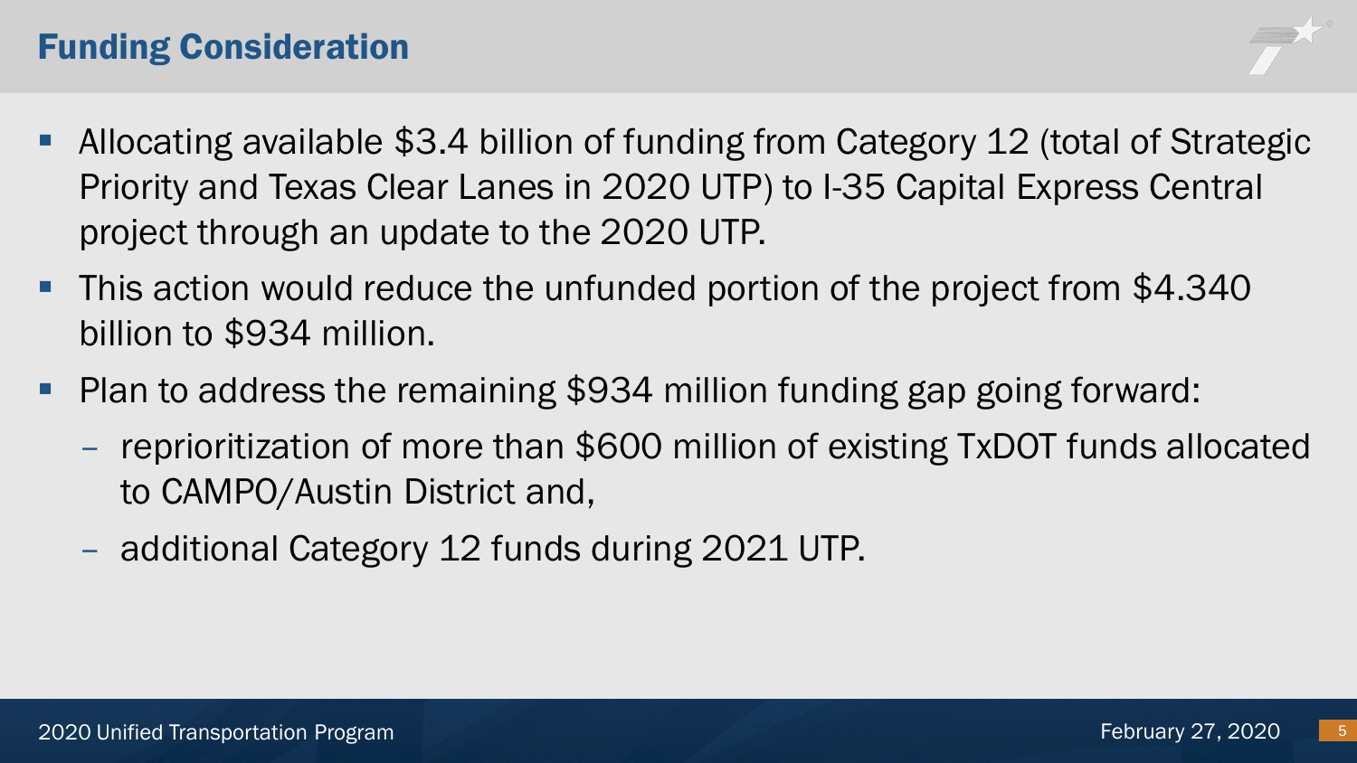## Funding Consideration

- Allocating available $3.4 billion of funding from Category 12 (total of Strategic Priority and Texas Clear Lanes in 2020 UTP) to I-35 Capital Express Central project through an update to the 2020 UTP.
- This action would reduce the unfunded portion of the project from $4.340 billion to $934 million.
- Plan to address the remaining $934 million funding gap going forward:
  - reprioritization of more than $600 million of existing TxDOT funds allocated to CAMPO/Austin District and,
  - additional Category 12 funds during 2021 UTP.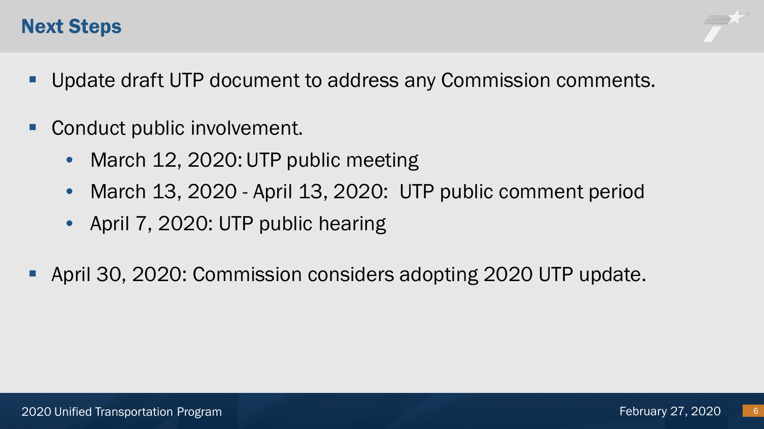## Next Steps

- Update draft UTP document to address any Commission comments.
- Conduct public involvement.
  - March 12, 2020: UTP public meeting
  - March 13, 2020 - April 13, 2020: UTP public comment period
  - April 7, 2020: UTP public hearing
- April 30, 2020: Commission considers adopting 2020 UTP update.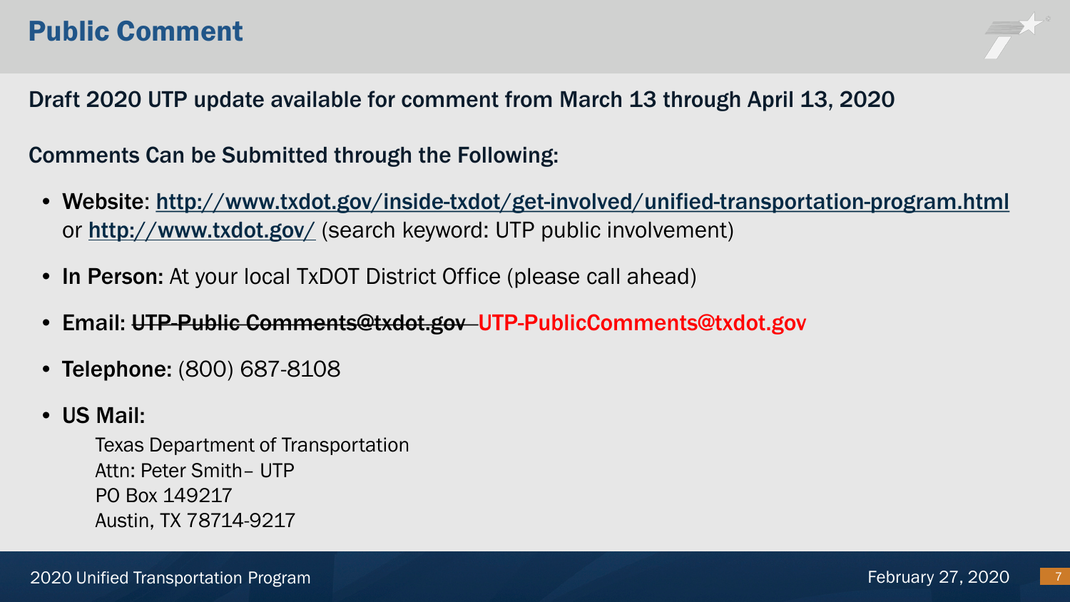# Public Comment

**Draft 2020 UTP update available for comment from March 13 through April 13, 2020**

**Comments Can be Submitted through the Following:**

- **Website**: http://www.txdot.gov/inside-txdot/get-involved/unified-transportation-program.html or http://www.txdot.gov/ (search keyword: UTP public involvement)
- **In Person:** At your local TxDOT District Office (please call ahead)
- **Email:** ~~UTP-Public Comments@txdot.gov~~ UTP-PublicComments@txdot.gov
- **Telephone:** (800) 687-8108
- **US Mail:**

  Texas Department of Transportation
  Attn: Peter Smith– UTP
  PO Box 149217
  Austin, TX 78714-9217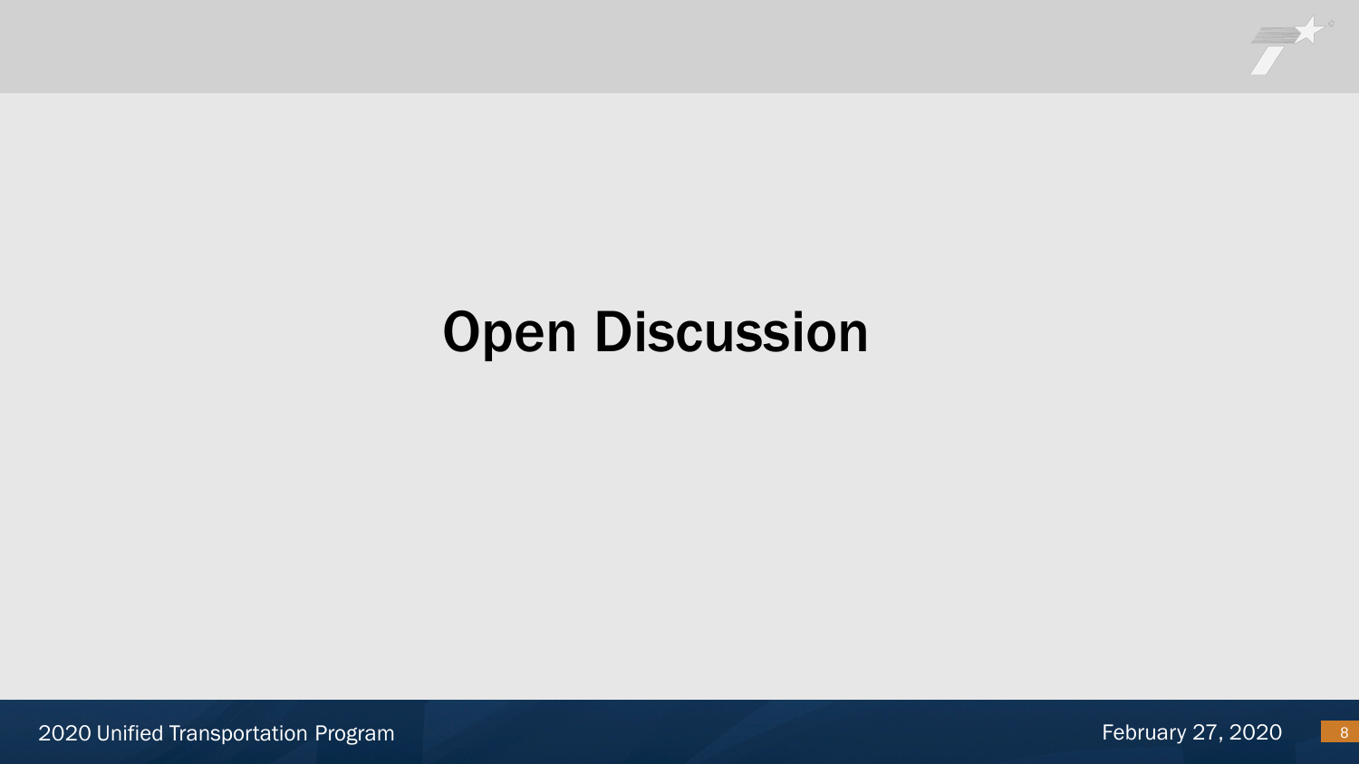# Open Discussion